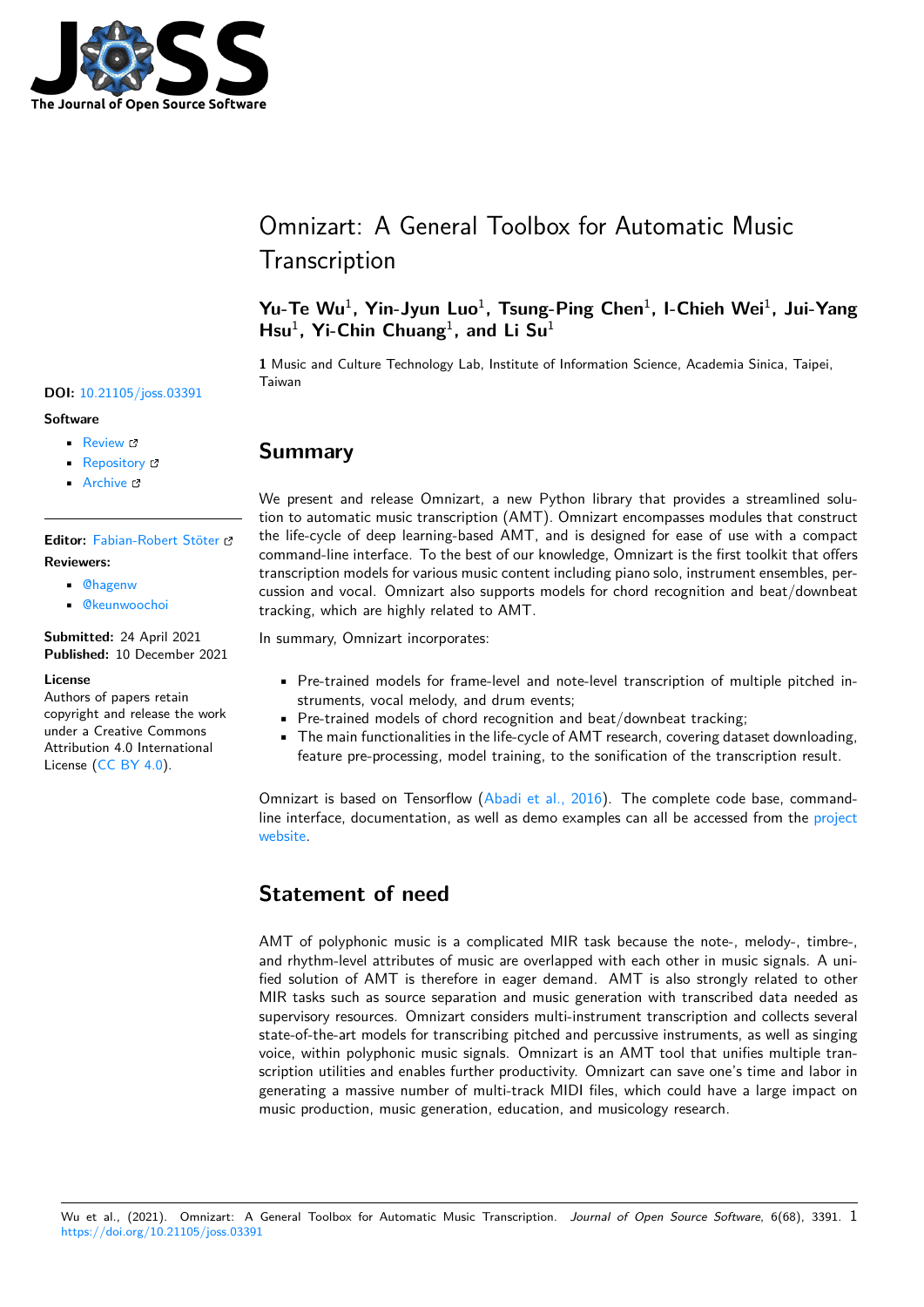# Omnizart: A General Toolbox for Automatic Music Transcription

**Yu-Te Wu**[1], **Yin-Jyun Luo**[1], **Tsung-Ping Chen**[1], **I-Chieh Wei**[1], **Jui-Yang Hsu**[1], **Yi-Chin Chuang**[1], **and Li Su**[1]

**1** Music and Culture Technology Lab, Institute of Information Science, Academia Sinica, Taipei, Taiwan

**DOI:** 10.21105/joss.03391

**Software**

- Review
- Repository
- Archive

**Editor:** Fabian-Robert Stöter

**Reviewers:**

- @hagenw
- @keunwoochoi

**Submitted:** 24 April 2021
**Published:** 10 December 2021

**License**
Authors of papers retain copyright and release the work under a Creative Commons Attribution 4.0 International License (CC BY 4.0).

## Summary

We present and release Omnizart, a new Python library that provides a streamlined solution to automatic music transcription (AMT). Omnizart encompasses modules that construct the life-cycle of deep learning-based AMT, and is designed for ease of use with a compact command-line interface. To the best of our knowledge, Omnizart is the first toolkit that offers transcription models for various music content including piano solo, instrument ensembles, percussion and vocal. Omnizart also supports models for chord recognition and beat/downbeat tracking, which are highly related to AMT.

In summary, Omnizart incorporates:

- Pre-trained models for frame-level and note-level transcription of multiple pitched instruments, vocal melody, and drum events;
- Pre-trained models of chord recognition and beat/downbeat tracking;
- The main functionalities in the life-cycle of AMT research, covering dataset downloading, feature pre-processing, model training, to the sonification of the transcription result.

Omnizart is based on Tensorflow (Abadi et al., 2016). The complete code base, command-line interface, documentation, as well as demo examples can all be accessed from the project website.

## Statement of need

AMT of polyphonic music is a complicated MIR task because the note-, melody-, timbre-, and rhythm-level attributes of music are overlapped with each other in music signals. A unified solution of AMT is therefore in eager demand. AMT is also strongly related to other MIR tasks such as source separation and music generation with transcribed data needed as supervisory resources. Omnizart considers multi-instrument transcription and collects several state-of-the-art models for transcribing pitched and percussive instruments, as well as singing voice, within polyphonic music signals. Omnizart is an AMT tool that unifies multiple transcription utilities and enables further productivity. Omnizart can save one's time and labor in generating a massive number of multi-track MIDI files, which could have a large impact on music production, music generation, education, and musicology research.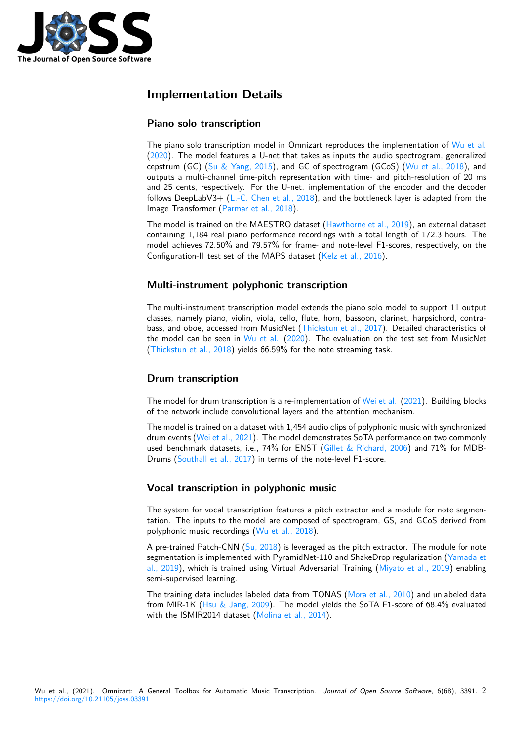# Implementation Details

## Piano solo transcription

The piano solo transcription model in Omnizart reproduces the implementation of Wu et al. (2020). The model features a U-net that takes as inputs the audio spectrogram, generalized cepstrum (GC) (Su & Yang, 2015), and GC of spectrogram (GCoS) (Wu et al., 2018), and outputs a multi-channel time-pitch representation with time- and pitch-resolution of 20 ms and 25 cents, respectively. For the U-net, implementation of the encoder and the decoder follows DeepLabV3+ (L.-C. Chen et al., 2018), and the bottleneck layer is adapted from the Image Transformer (Parmar et al., 2018).

The model is trained on the MAESTRO dataset (Hawthorne et al., 2019), an external dataset containing 1,184 real piano performance recordings with a total length of 172.3 hours. The model achieves 72.50% and 79.57% for frame- and note-level F1-scores, respectively, on the Configuration-II test set of the MAPS dataset (Kelz et al., 2016).

## Multi-instrument polyphonic transcription

The multi-instrument transcription model extends the piano solo model to support 11 output classes, namely piano, violin, viola, cello, flute, horn, bassoon, clarinet, harpsichord, contrabass, and oboe, accessed from MusicNet (Thickstun et al., 2017). Detailed characteristics of the model can be seen in Wu et al. (2020). The evaluation on the test set from MusicNet (Thickstun et al., 2018) yields 66.59% for the note streaming task.

## Drum transcription

The model for drum transcription is a re-implementation of Wei et al. (2021). Building blocks of the network include convolutional layers and the attention mechanism.

The model is trained on a dataset with 1,454 audio clips of polyphonic music with synchronized drum events (Wei et al., 2021). The model demonstrates SoTA performance on two commonly used benchmark datasets, i.e., 74% for ENST (Gillet & Richard, 2006) and 71% for MDB-Drums (Southall et al., 2017) in terms of the note-level F1-score.

## Vocal transcription in polyphonic music

The system for vocal transcription features a pitch extractor and a module for note segmentation. The inputs to the model are composed of spectrogram, GS, and GCoS derived from polyphonic music recordings (Wu et al., 2018).

A pre-trained Patch-CNN (Su, 2018) is leveraged as the pitch extractor. The module for note segmentation is implemented with PyramidNet-110 and ShakeDrop regularization (Yamada et al., 2019), which is trained using Virtual Adversarial Training (Miyato et al., 2019) enabling semi-supervised learning.

The training data includes labeled data from TONAS (Mora et al., 2010) and unlabeled data from MIR-1K (Hsu & Jang, 2009). The model yields the SoTA F1-score of 68.4% evaluated with the ISMIR2014 dataset (Molina et al., 2014).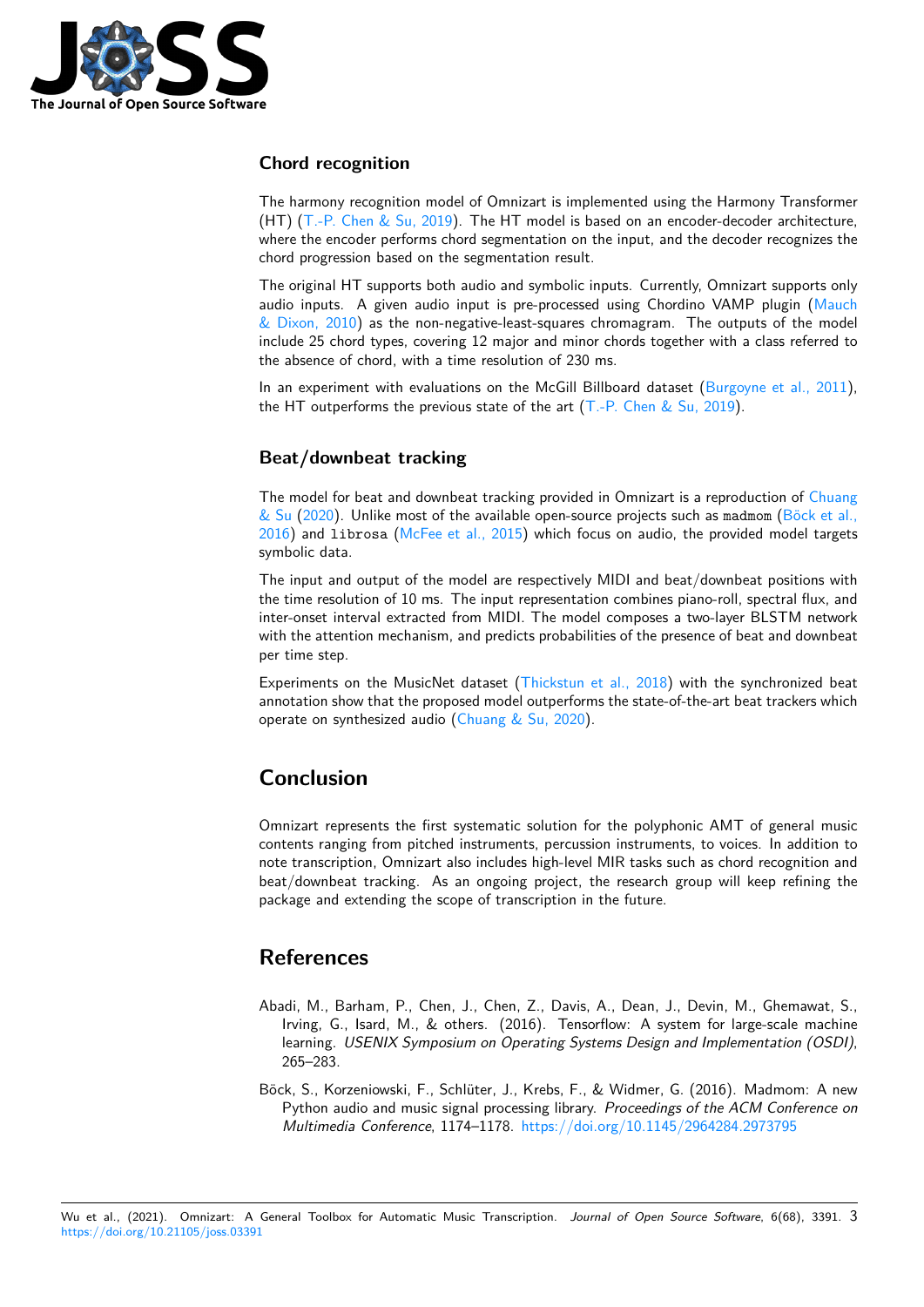## Chord recognition

The harmony recognition model of Omnizart is implemented using the Harmony Transformer (HT) (T.-P. Chen & Su, 2019). The HT model is based on an encoder-decoder architecture, where the encoder performs chord segmentation on the input, and the decoder recognizes the chord progression based on the segmentation result.

The original HT supports both audio and symbolic inputs. Currently, Omnizart supports only audio inputs. A given audio input is pre-processed using Chordino VAMP plugin (Mauch & Dixon, 2010) as the non-negative-least-squares chromagram. The outputs of the model include 25 chord types, covering 12 major and minor chords together with a class referred to the absence of chord, with a time resolution of 230 ms.

In an experiment with evaluations on the McGill Billboard dataset (Burgoyne et al., 2011), the HT outperforms the previous state of the art (T.-P. Chen & Su, 2019).

## Beat/downbeat tracking

The model for beat and downbeat tracking provided in Omnizart is a reproduction of Chuang & Su (2020). Unlike most of the available open-source projects such as `madmom` (Böck et al., 2016) and `librosa` (McFee et al., 2015) which focus on audio, the provided model targets symbolic data.

The input and output of the model are respectively MIDI and beat/downbeat positions with the time resolution of 10 ms. The input representation combines piano-roll, spectral flux, and inter-onset interval extracted from MIDI. The model composes a two-layer BLSTM network with the attention mechanism, and predicts probabilities of the presence of beat and downbeat per time step.

Experiments on the MusicNet dataset (Thickstun et al., 2018) with the synchronized beat annotation show that the proposed model outperforms the state-of-the-art beat trackers which operate on synthesized audio (Chuang & Su, 2020).

# Conclusion

Omnizart represents the first systematic solution for the polyphonic AMT of general music contents ranging from pitched instruments, percussion instruments, to voices. In addition to note transcription, Omnizart also includes high-level MIR tasks such as chord recognition and beat/downbeat tracking. As an ongoing project, the research group will keep refining the package and extending the scope of transcription in the future.

# References

Abadi, M., Barham, P., Chen, J., Chen, Z., Davis, A., Dean, J., Devin, M., Ghemawat, S., Irving, G., Isard, M., & others. (2016). Tensorflow: A system for large-scale machine learning. *USENIX Symposium on Operating Systems Design and Implementation (OSDI)*, 265–283.

Böck, S., Korzeniowski, F., Schlüter, J., Krebs, F., & Widmer, G. (2016). Madmom: A new Python audio and music signal processing library. *Proceedings of the ACM Conference on Multimedia Conference*, 1174–1178. https://doi.org/10.1145/2964284.2973795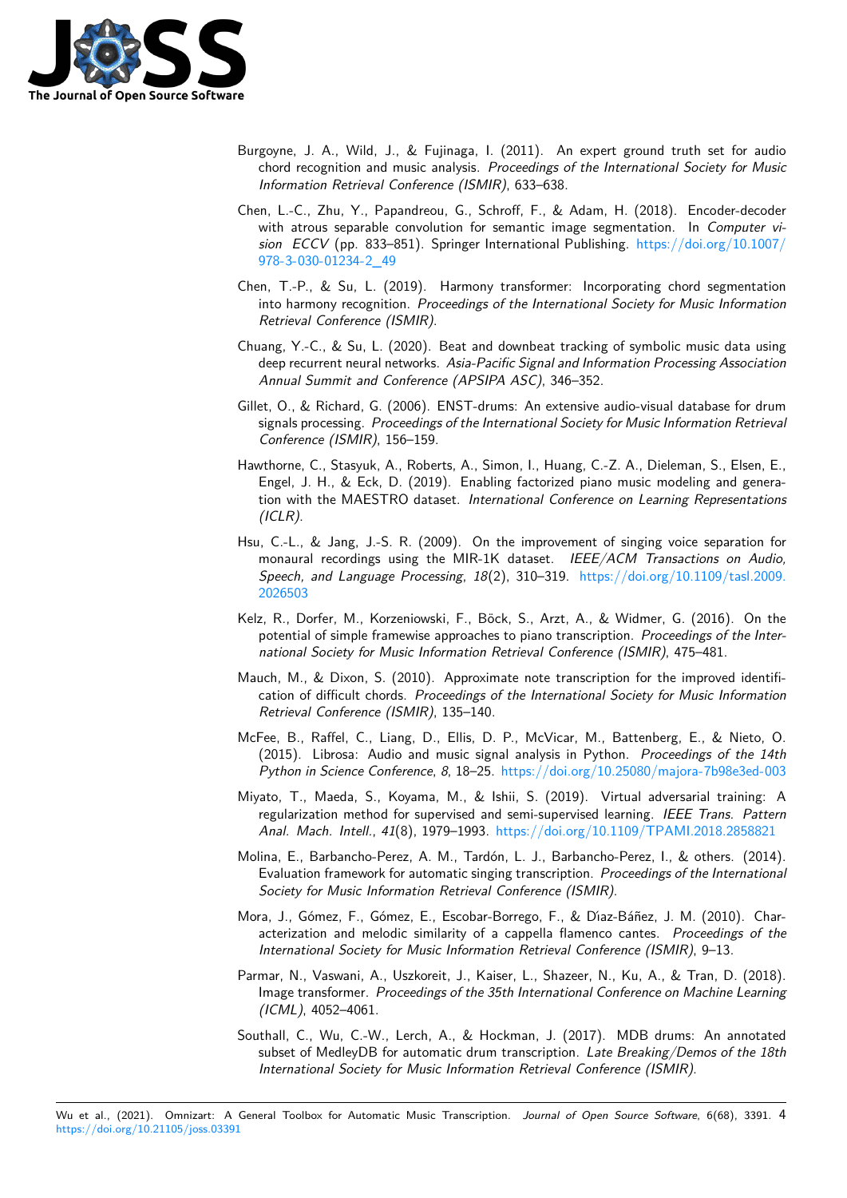Burgoyne, J. A., Wild, J., & Fujinaga, I. (2011). An expert ground truth set for audio chord recognition and music analysis. *Proceedings of the International Society for Music Information Retrieval Conference (ISMIR)*, 633–638.

Chen, L.-C., Zhu, Y., Papandreou, G., Schroff, F., & Adam, H. (2018). Encoder-decoder with atrous separable convolution for semantic image segmentation. In *Computer vision ECCV* (pp. 833–851). Springer International Publishing. https://doi.org/10.1007/978-3-030-01234-2_49

Chen, T.-P., & Su, L. (2019). Harmony transformer: Incorporating chord segmentation into harmony recognition. *Proceedings of the International Society for Music Information Retrieval Conference (ISMIR)*.

Chuang, Y.-C., & Su, L. (2020). Beat and downbeat tracking of symbolic music data using deep recurrent neural networks. *Asia-Pacific Signal and Information Processing Association Annual Summit and Conference (APSIPA ASC)*, 346–352.

Gillet, O., & Richard, G. (2006). ENST-drums: An extensive audio-visual database for drum signals processing. *Proceedings of the International Society for Music Information Retrieval Conference (ISMIR)*, 156–159.

Hawthorne, C., Stasyuk, A., Roberts, A., Simon, I., Huang, C.-Z. A., Dieleman, S., Elsen, E., Engel, J. H., & Eck, D. (2019). Enabling factorized piano music modeling and generation with the MAESTRO dataset. *International Conference on Learning Representations (ICLR)*.

Hsu, C.-L., & Jang, J.-S. R. (2009). On the improvement of singing voice separation for monaural recordings using the MIR-1K dataset. *IEEE/ACM Transactions on Audio, Speech, and Language Processing*, *18*(2), 310–319. https://doi.org/10.1109/tasl.2009.2026503

Kelz, R., Dorfer, M., Korzeniowski, F., Böck, S., Arzt, A., & Widmer, G. (2016). On the potential of simple framewise approaches to piano transcription. *Proceedings of the International Society for Music Information Retrieval Conference (ISMIR)*, 475–481.

Mauch, M., & Dixon, S. (2010). Approximate note transcription for the improved identification of difficult chords. *Proceedings of the International Society for Music Information Retrieval Conference (ISMIR)*, 135–140.

McFee, B., Raffel, C., Liang, D., Ellis, D. P., McVicar, M., Battenberg, E., & Nieto, O. (2015). Librosa: Audio and music signal analysis in Python. *Proceedings of the 14th Python in Science Conference*, *8*, 18–25. https://doi.org/10.25080/majora-7b98e3ed-003

Miyato, T., Maeda, S., Koyama, M., & Ishii, S. (2019). Virtual adversarial training: A regularization method for supervised and semi-supervised learning. *IEEE Trans. Pattern Anal. Mach. Intell.*, *41*(8), 1979–1993. https://doi.org/10.1109/TPAMI.2018.2858821

Molina, E., Barbancho-Perez, A. M., Tardón, L. J., Barbancho-Perez, I., & others. (2014). Evaluation framework for automatic singing transcription. *Proceedings of the International Society for Music Information Retrieval Conference (ISMIR)*.

Mora, J., Gómez, F., Gómez, E., Escobar-Borrego, F., & Díaz-Báñez, J. M. (2010). Characterization and melodic similarity of a cappella flamenco cantes. *Proceedings of the International Society for Music Information Retrieval Conference (ISMIR)*, 9–13.

Parmar, N., Vaswani, A., Uszkoreit, J., Kaiser, L., Shazeer, N., Ku, A., & Tran, D. (2018). Image transformer. *Proceedings of the 35th International Conference on Machine Learning (ICML)*, 4052–4061.

Southall, C., Wu, C.-W., Lerch, A., & Hockman, J. (2017). MDB drums: An annotated subset of MedleyDB for automatic drum transcription. *Late Breaking/Demos of the 18th International Society for Music Information Retrieval Conference (ISMIR)*.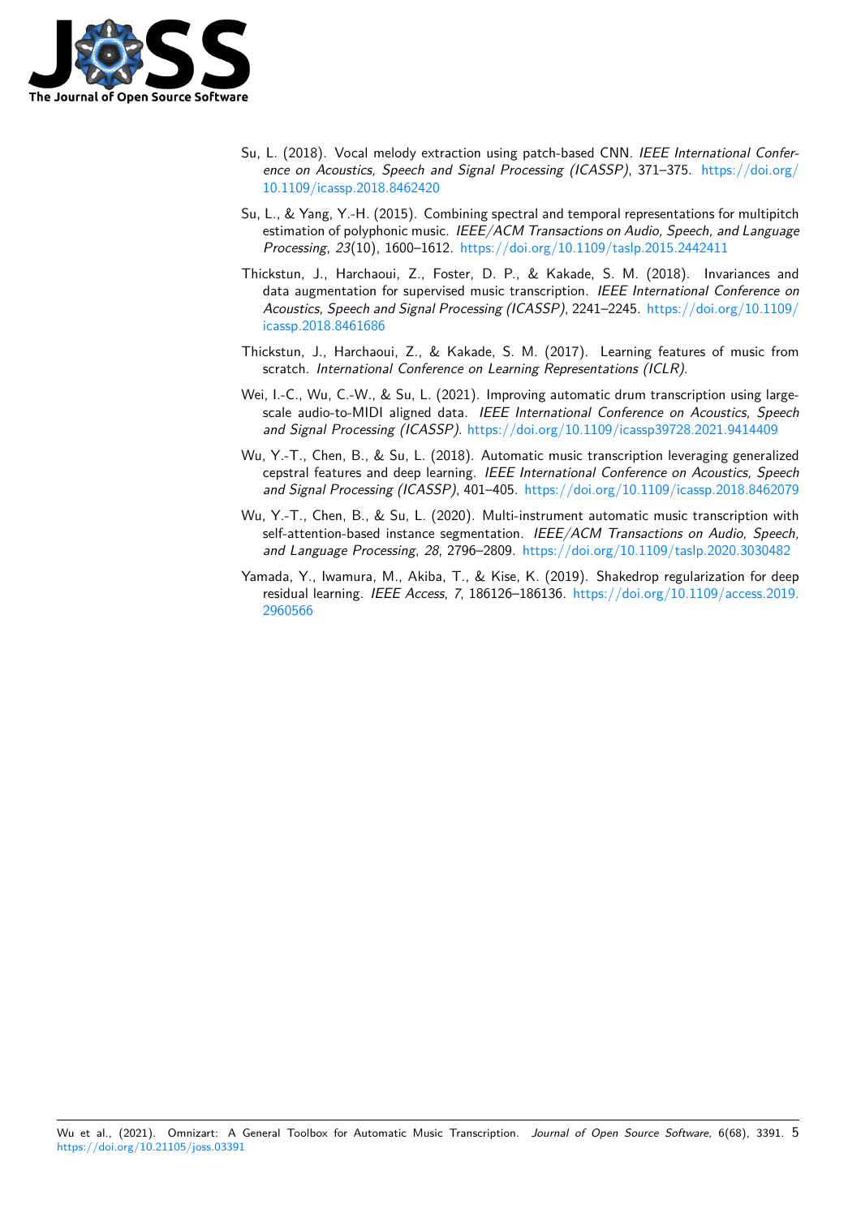Su, L. (2018). Vocal melody extraction using patch-based CNN. *IEEE International Conference on Acoustics, Speech and Signal Processing (ICASSP)*, 371–375. https://doi.org/10.1109/icassp.2018.8462420

Su, L., & Yang, Y.-H. (2015). Combining spectral and temporal representations for multipitch estimation of polyphonic music. *IEEE/ACM Transactions on Audio, Speech, and Language Processing*, *23*(10), 1600–1612. https://doi.org/10.1109/taslp.2015.2442411

Thickstun, J., Harchaoui, Z., Foster, D. P., & Kakade, S. M. (2018). Invariances and data augmentation for supervised music transcription. *IEEE International Conference on Acoustics, Speech and Signal Processing (ICASSP)*, 2241–2245. https://doi.org/10.1109/icassp.2018.8461686

Thickstun, J., Harchaoui, Z., & Kakade, S. M. (2017). Learning features of music from scratch. *International Conference on Learning Representations (ICLR)*.

Wei, I.-C., Wu, C.-W., & Su, L. (2021). Improving automatic drum transcription using large-scale audio-to-MIDI aligned data. *IEEE International Conference on Acoustics, Speech and Signal Processing (ICASSP)*. https://doi.org/10.1109/icassp39728.2021.9414409

Wu, Y.-T., Chen, B., & Su, L. (2018). Automatic music transcription leveraging generalized cepstral features and deep learning. *IEEE International Conference on Acoustics, Speech and Signal Processing (ICASSP)*, 401–405. https://doi.org/10.1109/icassp.2018.8462079

Wu, Y.-T., Chen, B., & Su, L. (2020). Multi-instrument automatic music transcription with self-attention-based instance segmentation. *IEEE/ACM Transactions on Audio, Speech, and Language Processing*, *28*, 2796–2809. https://doi.org/10.1109/taslp.2020.3030482

Yamada, Y., Iwamura, M., Akiba, T., & Kise, K. (2019). Shakedrop regularization for deep residual learning. *IEEE Access*, *7*, 186126–186136. https://doi.org/10.1109/access.2019.2960566